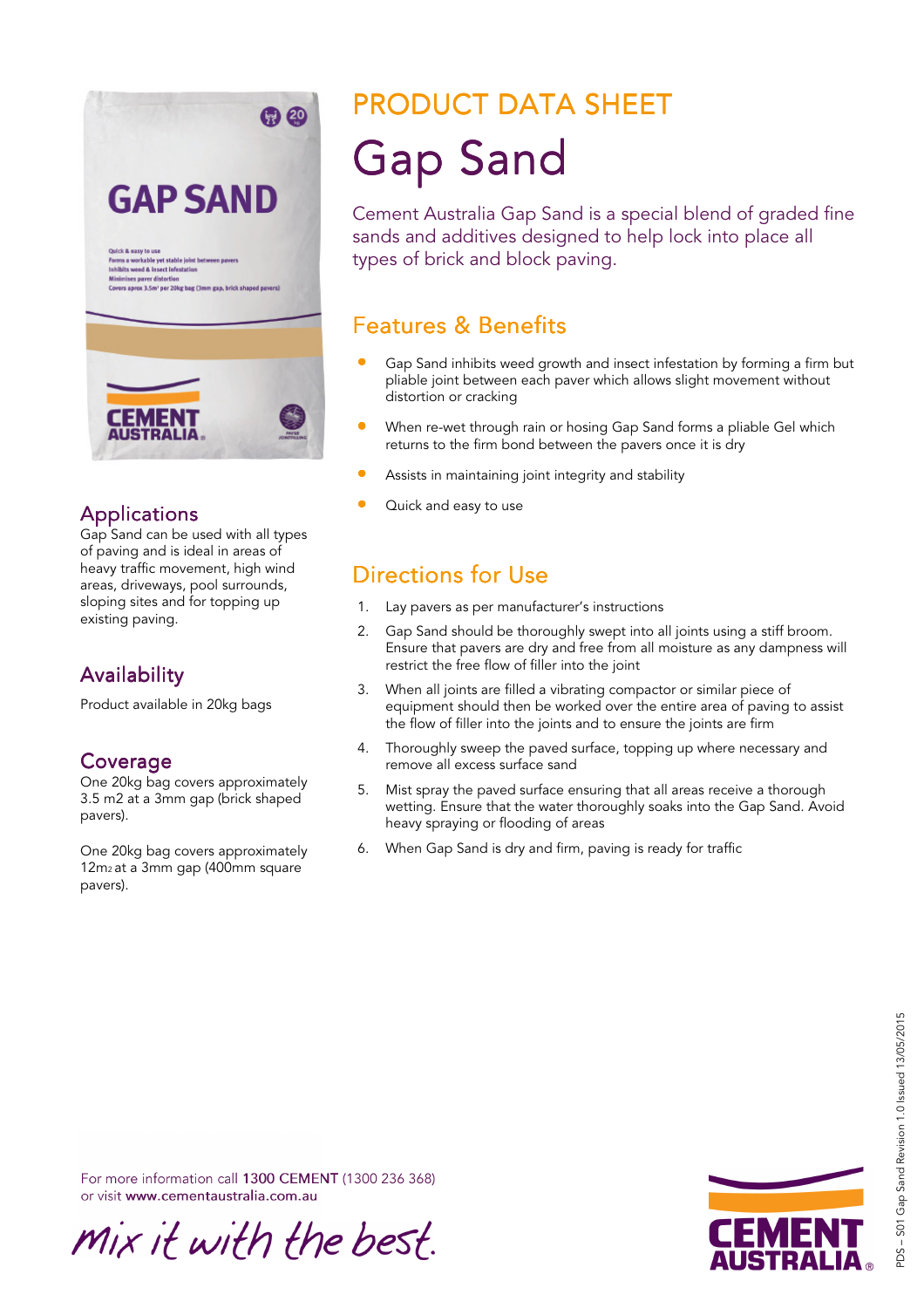# PRODUCT DATA SHEET

# Gap Sand

Cement Australia Gap Sand is a special blend of graded fine sands and additives designed to help lock into place all types of brick and block paving.

## Features & Benefits

- Gap Sand inhibits weed growth and insect infestation by forming a firm but pliable joint between each paver which allows slight movement without distortion or cracking
- When re-wet through rain or hosing Gap Sand forms a pliable Gel which returns to the firm bond between the pavers once it is dry
- Assists in maintaining joint integrity and stability
- Quick and easy to use

## Directions for Use

1. Lay pavers as per manufacturer's instructions
2. Gap Sand should be thoroughly swept into all joints using a stiff broom. Ensure that pavers are dry and free from all moisture as any dampness will restrict the free flow of filler into the joint
3. When all joints are filled a vibrating compactor or similar piece of equipment should then be worked over the entire area of paving to assist the flow of filler into the joints and to ensure the joints are firm
4. Thoroughly sweep the paved surface, topping up where necessary and remove all excess surface sand
5. Mist spray the paved surface ensuring that all areas receive a thorough wetting. Ensure that the water thoroughly soaks into the Gap Sand. Avoid heavy spraying or flooding of areas
6. When Gap Sand is dry and firm, paving is ready for traffic

## Applications

Gap Sand can be used with all types of paving and is ideal in areas of heavy traffic movement, high wind areas, driveways, pool surrounds, sloping sites and for topping up existing paving.

## Availability

Product available in 20kg bags

## Coverage

One 20kg bag covers approximately 3.5 m2 at a 3mm gap (brick shaped pavers).

One 20kg bag covers approximately 12m2 at a 3mm gap (400mm square pavers).

For more information call **1300 CEMENT** (1300 236 368) or visit **www.cementaustralia.com.au**

*mix it with the best.*

PDS – S01 Gap Sand Revision 1.0 Issued 13/05/2015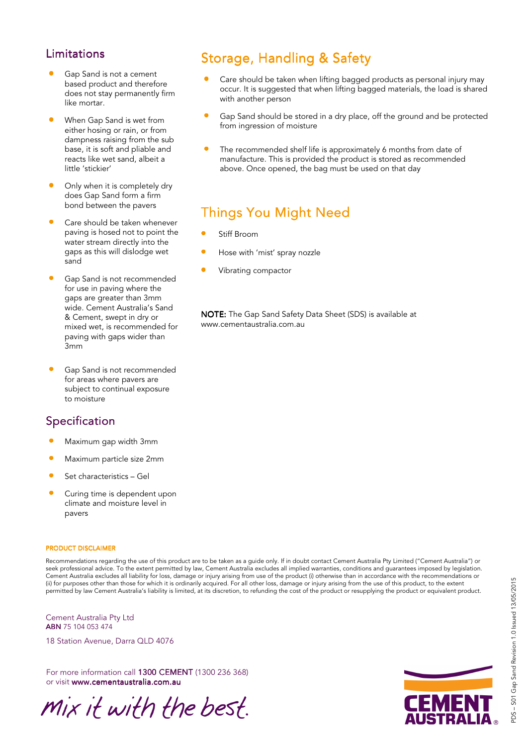## Limitations

- Gap Sand is not a cement based product and therefore does not stay permanently firm like mortar.
- When Gap Sand is wet from either hosing or rain, or from dampness raising from the sub base, it is soft and pliable and reacts like wet sand, albeit a little 'stickier'
- Only when it is completely dry does Gap Sand form a firm bond between the pavers
- Care should be taken whenever paving is hosed not to point the water stream directly into the gaps as this will dislodge wet sand
- Gap Sand is not recommended for use in paving where the gaps are greater than 3mm wide. Cement Australia's Sand & Cement, swept in dry or mixed wet, is recommended for paving with gaps wider than 3mm
- Gap Sand is not recommended for areas where pavers are subject to continual exposure to moisture

## Specification

- Maximum gap width 3mm
- Maximum particle size 2mm
- Set characteristics – Gel
- Curing time is dependent upon climate and moisture level in pavers

## Storage, Handling & Safety

- Care should be taken when lifting bagged products as personal injury may occur. It is suggested that when lifting bagged materials, the load is shared with another person
- Gap Sand should be stored in a dry place, off the ground and be protected from ingression of moisture
- The recommended shelf life is approximately 6 months from date of manufacture. This is provided the product is stored as recommended above. Once opened, the bag must be used on that day

## Things You Might Need

- Stiff Broom
- Hose with 'mist' spray nozzle
- Vibrating compactor

**NOTE:** The Gap Sand Safety Data Sheet (SDS) is available at www.cementaustralia.com.au

**PRODUCT DISCLAIMER**

Recommendations regarding the use of this product are to be taken as a guide only. If in doubt contact Cement Australia Pty Limited ("Cement Australia") or seek professional advice. To the extent permitted by law, Cement Australia excludes all implied warranties, conditions and guarantees imposed by legislation. Cement Australia excludes all liability for loss, damage or injury arising from use of the product (i) otherwise than in accordance with the recommendations or (ii) for purposes other than those for which it is ordinarily acquired. For all other loss, damage or injury arising from the use of this product, to the extent permitted by law Cement Australia's liability is limited, at its discretion, to refunding the cost of the product or resupplying the product or equivalent product.

Cement Australia Pty Ltd
**ABN** 75 104 053 474

18 Station Avenue, Darra QLD 4076

For more information call **1300 CEMENT** (1300 236 368)
or visit **www.cementaustralia.com.au**

*mix it with the best.*

CEMENT AUSTRALIA®

PDS – S01 Gap Sand Revision 1.0 Issued 13/05/2015